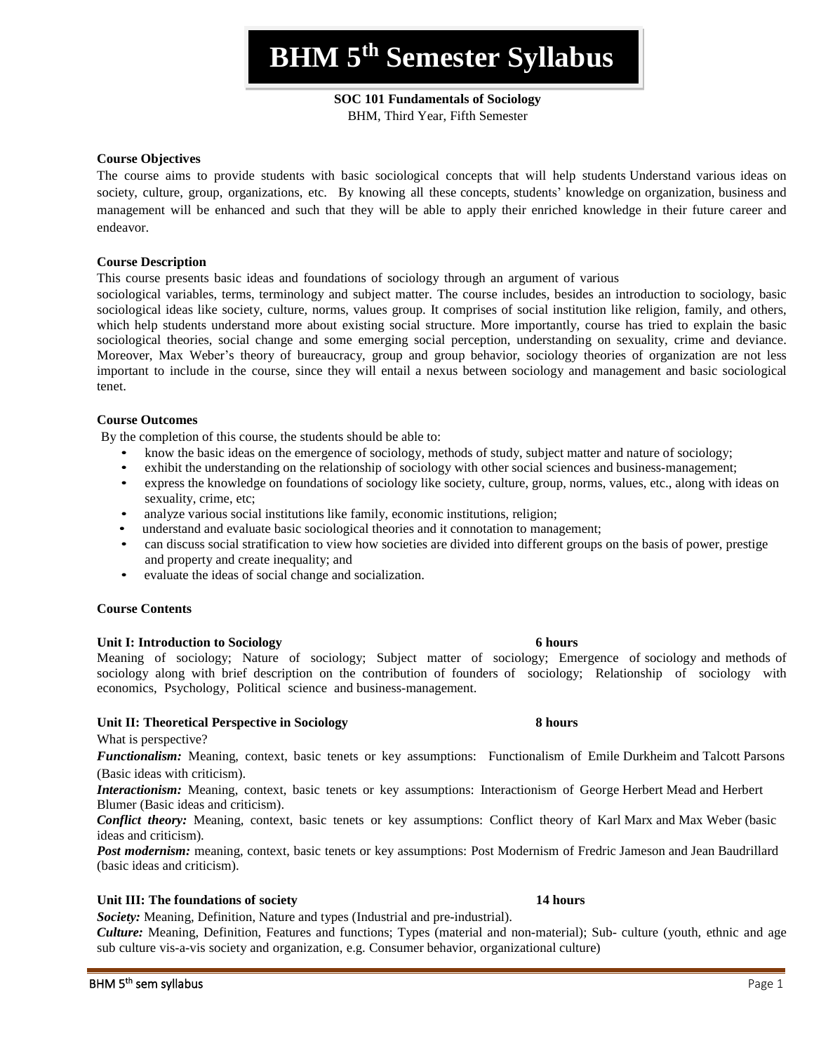# BHM 5th Semester Syllabus

**SOC 101 Fundamentals of Sociology**
BHM, Third Year, Fifth Semester

**Course Objectives**

The course aims to provide students with basic sociological concepts that will help students Understand various ideas on society, culture, group, organizations, etc. By knowing all these concepts, students' knowledge on organization, business and management will be enhanced and such that they will be able to apply their enriched knowledge in their future career and endeavor.

**Course Description**

This course presents basic ideas and foundations of sociology through an argument of various sociological variables, terms, terminology and subject matter. The course includes, besides an introduction to sociology, basic sociological ideas like society, culture, norms, values group. It comprises of social institution like religion, family, and others, which help students understand more about existing social structure. More importantly, course has tried to explain the basic sociological theories, social change and some emerging social perception, understanding on sexuality, crime and deviance. Moreover, Max Weber's theory of bureaucracy, group and group behavior, sociology theories of organization are not less important to include in the course, since they will entail a nexus between sociology and management and basic sociological tenet.

**Course Outcomes**

By the completion of this course, the students should be able to:

- know the basic ideas on the emergence of sociology, methods of study, subject matter and nature of sociology;
- exhibit the understanding on the relationship of sociology with other social sciences and business-management;
- express the knowledge on foundations of sociology like society, culture, group, norms, values, etc., along with ideas on sexuality, crime, etc;
- analyze various social institutions like family, economic institutions, religion;
- understand and evaluate basic sociological theories and it connotation to management;
- can discuss social stratification to view how societies are divided into different groups on the basis of power, prestige and property and create inequality; and
- evaluate the ideas of social change and socialization.

**Course Contents**

**Unit I: Introduction to Sociology** **6 hours**

Meaning of sociology; Nature of sociology; Subject matter of sociology; Emergence of sociology and methods of sociology along with brief description on the contribution of founders of sociology; Relationship of sociology with economics, Psychology, Political science and business-management.

**Unit II: Theoretical Perspective in Sociology** **8 hours**

What is perspective?

***Functionalism:*** Meaning, context, basic tenets or key assumptions: Functionalism of Emile Durkheim and Talcott Parsons (Basic ideas with criticism).

***Interactionism:*** Meaning, context, basic tenets or key assumptions: Interactionism of George Herbert Mead and Herbert Blumer (Basic ideas and criticism).

***Conflict theory:*** Meaning, context, basic tenets or key assumptions: Conflict theory of Karl Marx and Max Weber (basic ideas and criticism).

***Post modernism:*** meaning, context, basic tenets or key assumptions: Post Modernism of Fredric Jameson and Jean Baudrillard (basic ideas and criticism).

**Unit III: The foundations of society** **14 hours**

***Society:*** Meaning, Definition, Nature and types (Industrial and pre-industrial).

***Culture:*** Meaning, Definition, Features and functions; Types (material and non-material); Sub- culture (youth, ethnic and age sub culture vis-a-vis society and organization, e.g. Consumer behavior, organizational culture)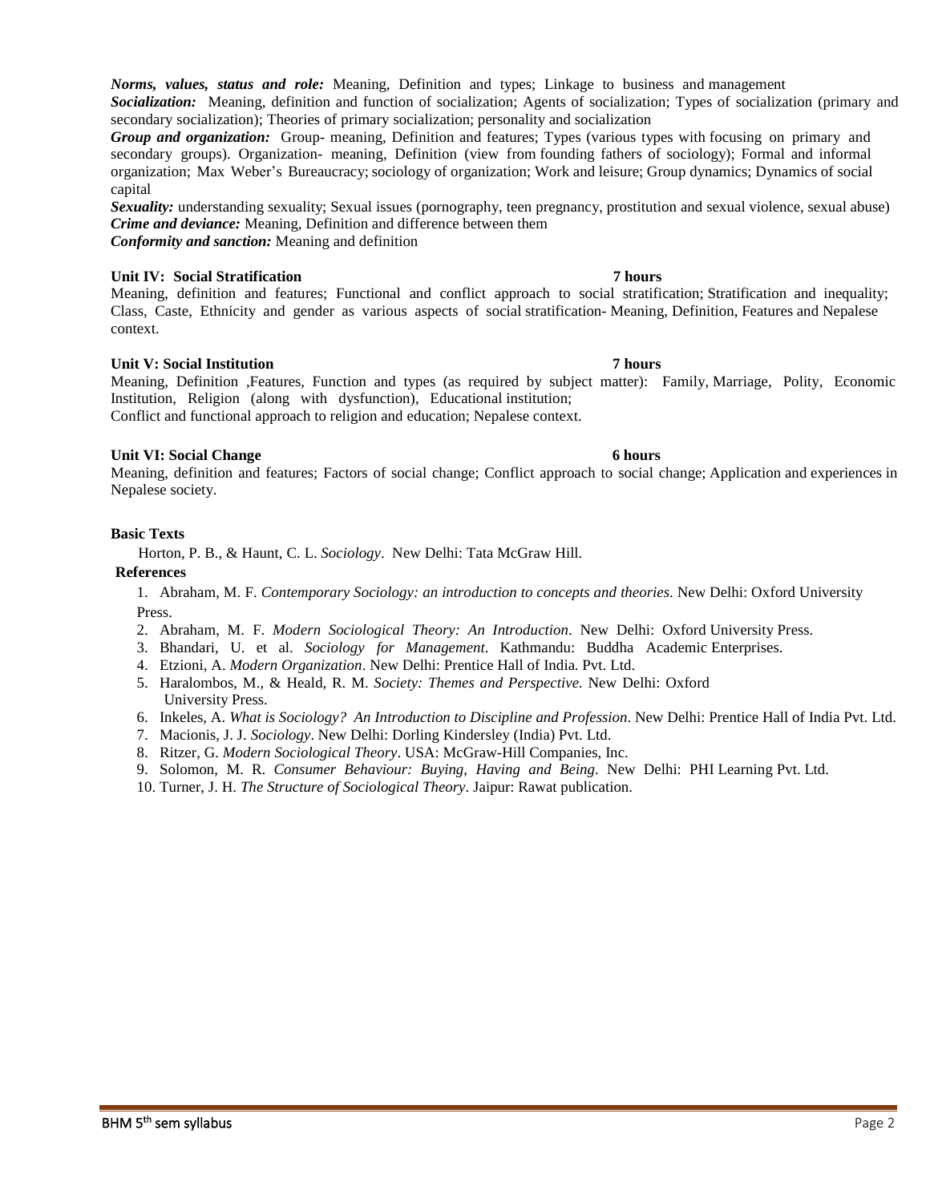***Norms, values, status and role:*** Meaning, Definition and types; Linkage to business and management

***Socialization:*** Meaning, definition and function of socialization; Agents of socialization; Types of socialization (primary and secondary socialization); Theories of primary socialization; personality and socialization

***Group and organization:*** Group- meaning, Definition and features; Types (various types with focusing on primary and secondary groups). Organization- meaning, Definition (view from founding fathers of sociology); Formal and informal organization; Max Weber's Bureaucracy; sociology of organization; Work and leisure; Group dynamics; Dynamics of social capital

***Sexuality:*** understanding sexuality; Sexual issues (pornography, teen pregnancy, prostitution and sexual violence, sexual abuse)

***Crime and deviance:*** Meaning, Definition and difference between them

***Conformity and sanction:*** Meaning and definition

**Unit IV: Social Stratification** **7 hours**

Meaning, definition and features; Functional and conflict approach to social stratification; Stratification and inequality; Class, Caste, Ethnicity and gender as various aspects of social stratification- Meaning, Definition, Features and Nepalese context.

**Unit V: Social Institution** **7 hours**

Meaning, Definition ,Features, Function and types (as required by subject matter): Family, Marriage, Polity, Economic Institution, Religion (along with dysfunction), Educational institution;
Conflict and functional approach to religion and education; Nepalese context.

**Unit VI: Social Change** **6 hours**

Meaning, definition and features; Factors of social change; Conflict approach to social change; Application and experiences in Nepalese society.

**Basic Texts**

Horton, P. B., & Haunt, C. L. *Sociology*. New Delhi: Tata McGraw Hill.

**References**

1. Abraham, M. F. *Contemporary Sociology: an introduction to concepts and theories*. New Delhi: Oxford University Press.
2. Abraham, M. F. *Modern Sociological Theory: An Introduction*. New Delhi: Oxford University Press.
3. Bhandari, U. et al. *Sociology for Management*. Kathmandu: Buddha Academic Enterprises.
4. Etzioni, A. *Modern Organization*. New Delhi: Prentice Hall of India. Pvt. Ltd.
5. Haralombos, M., & Heald, R. M. *Society: Themes and Perspective*. New Delhi: Oxford University Press.
6. Inkeles, A. *What is Sociology? An Introduction to Discipline and Profession*. New Delhi: Prentice Hall of India Pvt. Ltd.
7. Macionis, J. J. *Sociology*. New Delhi: Dorling Kindersley (India) Pvt. Ltd.
8. Ritzer, G. *Modern Sociological Theory*. USA: McGraw-Hill Companies, Inc.
9. Solomon, M. R. *Consumer Behaviour: Buying, Having and Being*. New Delhi: PHI Learning Pvt. Ltd.
10. Turner, J. H. *The Structure of Sociological Theory*. Jaipur: Rawat publication.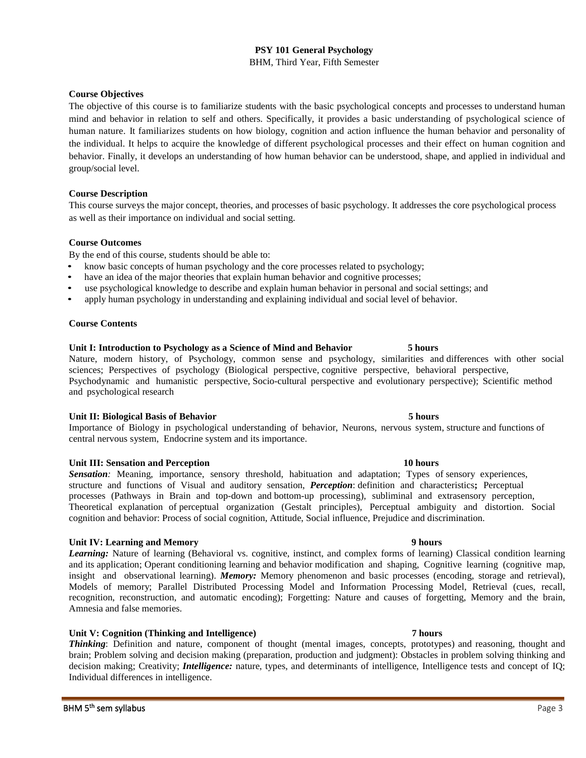## PSY 101 General Psychology

BHM, Third Year, Fifth Semester

### Course Objectives

The objective of this course is to familiarize students with the basic psychological concepts and processes to understand human mind and behavior in relation to self and others. Specifically, it provides a basic understanding of psychological science of human nature. It familiarizes students on how biology, cognition and action influence the human behavior and personality of the individual. It helps to acquire the knowledge of different psychological processes and their effect on human cognition and behavior. Finally, it develops an understanding of how human behavior can be understood, shape, and applied in individual and group/social level.

### Course Description

This course surveys the major concept, theories, and processes of basic psychology. It addresses the core psychological process as well as their importance on individual and social setting.

### Course Outcomes

By the end of this course, students should be able to:

- know basic concepts of human psychology and the core processes related to psychology;
- have an idea of the major theories that explain human behavior and cognitive processes;
- use psychological knowledge to describe and explain human behavior in personal and social settings; and
- apply human psychology in understanding and explaining individual and social level of behavior.

### Course Contents

**Unit I: Introduction to Psychology as a Science of Mind and Behavior** **5 hours**

Nature, modern history, of Psychology, common sense and psychology, similarities and differences with other social sciences; Perspectives of psychology (Biological perspective, cognitive perspective, behavioral perspective, Psychodynamic and humanistic perspective, Socio-cultural perspective and evolutionary perspective); Scientific method and psychological research

**Unit II: Biological Basis of Behavior** **5 hours**

Importance of Biology in psychological understanding of behavior, Neurons, nervous system, structure and functions of central nervous system, Endocrine system and its importance.

**Unit III: Sensation and Perception** **10 hours**

***Sensation****:* Meaning, importance, sensory threshold, habituation and adaptation; Types of sensory experiences, structure and functions of Visual and auditory sensation, ***Perception***: definition and characteristics**;** Perceptual processes (Pathways in Brain and top-down and bottom-up processing), subliminal and extrasensory perception, Theoretical explanation of perceptual organization (Gestalt principles), Perceptual ambiguity and distortion. Social cognition and behavior: Process of social cognition, Attitude, Social influence, Prejudice and discrimination.

**Unit IV: Learning and Memory** **9 hours**

***Learning:*** Nature of learning (Behavioral vs. cognitive, instinct, and complex forms of learning) Classical condition learning and its application; Operant conditioning learning and behavior modification and shaping, Cognitive learning (cognitive map, insight and observational learning). ***Memory:*** Memory phenomenon and basic processes (encoding, storage and retrieval), Models of memory; Parallel Distributed Processing Model and Information Processing Model, Retrieval (cues, recall, recognition, reconstruction, and automatic encoding); Forgetting: Nature and causes of forgetting, Memory and the brain, Amnesia and false memories.

**Unit V: Cognition (Thinking and Intelligence)** **7 hours**

***Thinking***: Definition and nature, component of thought (mental images, concepts, prototypes) and reasoning, thought and brain; Problem solving and decision making (preparation, production and judgment): Obstacles in problem solving thinking and decision making; Creativity; ***Intelligence:*** nature, types, and determinants of intelligence, Intelligence tests and concept of IQ; Individual differences in intelligence.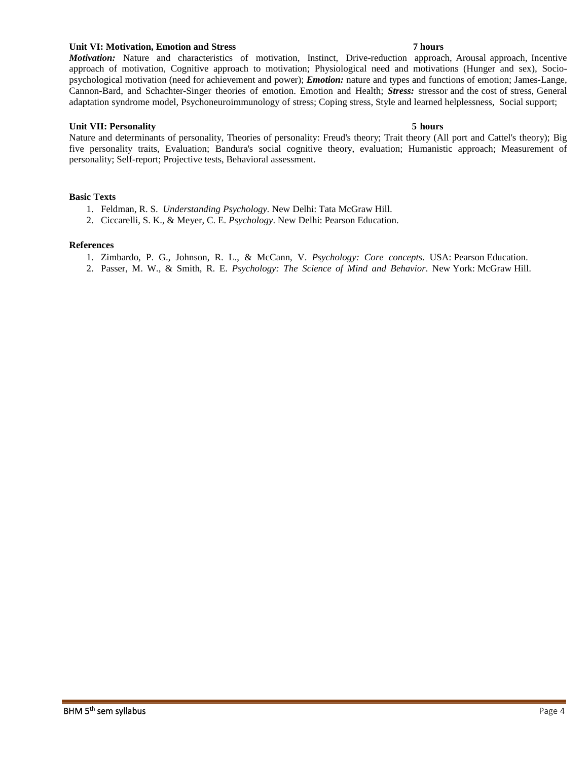**Unit VI: Motivation, Emotion and Stress** **7 hours**

***Motivation:*** Nature and characteristics of motivation, Instinct, Drive-reduction approach, Arousal approach, Incentive approach of motivation, Cognitive approach to motivation; Physiological need and motivations (Hunger and sex), Socio-psychological motivation (need for achievement and power); ***Emotion:*** nature and types and functions of emotion; James-Lange, Cannon-Bard, and Schachter-Singer theories of emotion. Emotion and Health; ***Stress:*** stressor and the cost of stress, General adaptation syndrome model, Psychoneuroimmunology of stress; Coping stress, Style and learned helplessness, Social support;

**Unit VII: Personality** **5 hours**

Nature and determinants of personality, Theories of personality: Freud's theory; Trait theory (All port and Cattel's theory); Big five personality traits, Evaluation; Bandura's social cognitive theory, evaluation; Humanistic approach; Measurement of personality; Self-report; Projective tests, Behavioral assessment.

**Basic Texts**

1. Feldman, R. S. *Understanding Psychology*. New Delhi: Tata McGraw Hill.
2. Ciccarelli, S. K., & Meyer, C. E. *Psychology*. New Delhi: Pearson Education.

**References**

1. Zimbardo, P. G., Johnson, R. L., & McCann, V. *Psychology: Core concepts*. USA: Pearson Education.
2. Passer, M. W., & Smith, R. E. *Psychology: The Science of Mind and Behavior*. New York: McGraw Hill.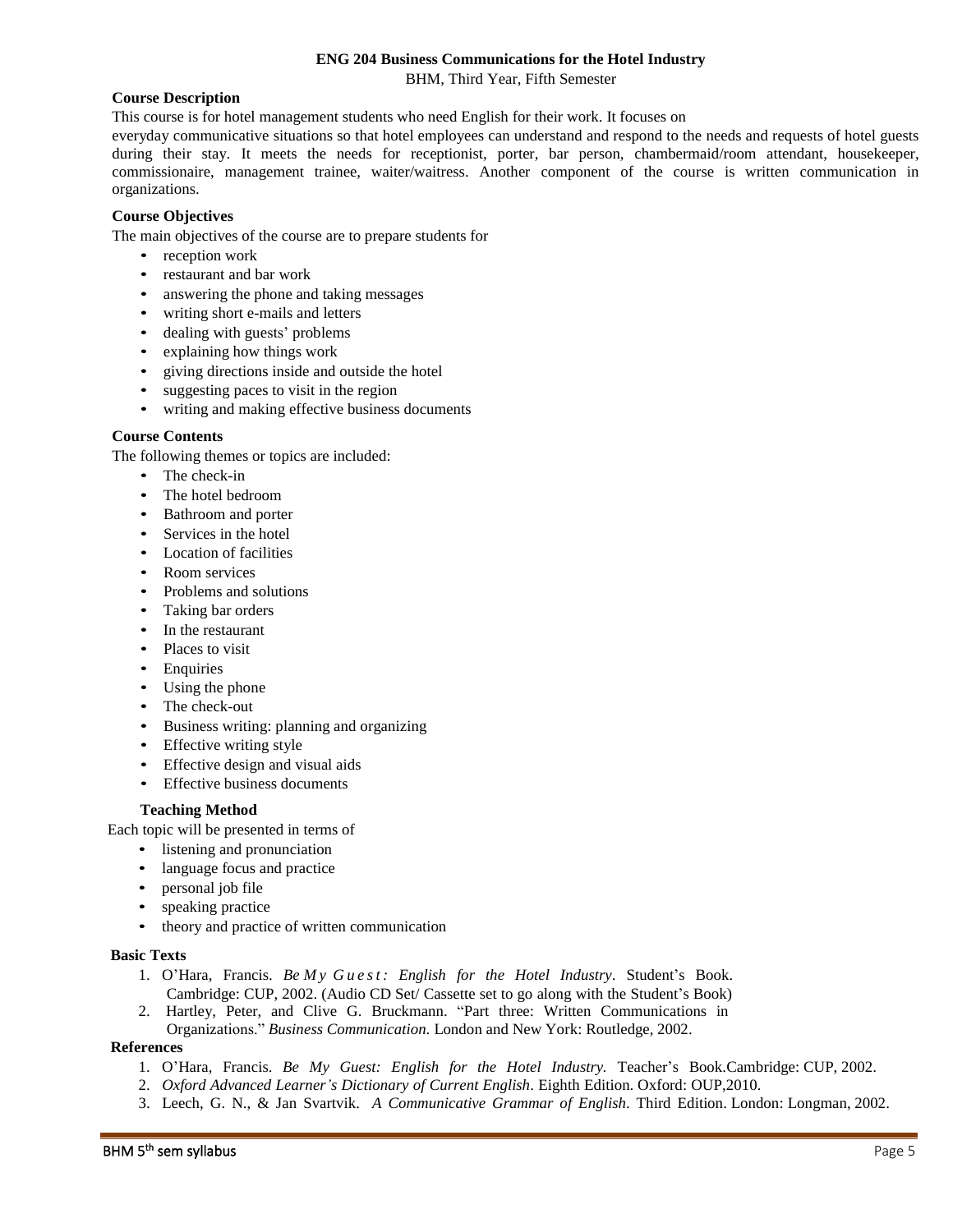# ENG 204 Business Communications for the Hotel Industry

BHM, Third Year, Fifth Semester

## Course Description

This course is for hotel management students who need English for their work. It focuses on everyday communicative situations so that hotel employees can understand and respond to the needs and requests of hotel guests during their stay. It meets the needs for receptionist, porter, bar person, chambermaid/room attendant, housekeeper, commissionaire, management trainee, waiter/waitress. Another component of the course is written communication in organizations.

## Course Objectives

The main objectives of the course are to prepare students for

- reception work
- restaurant and bar work
- answering the phone and taking messages
- writing short e-mails and letters
- dealing with guests' problems
- explaining how things work
- giving directions inside and outside the hotel
- suggesting paces to visit in the region
- writing and making effective business documents

## Course Contents

The following themes or topics are included:

- The check-in
- The hotel bedroom
- Bathroom and porter
- Services in the hotel
- Location of facilities
- Room services
- Problems and solutions
- Taking bar orders
- In the restaurant
- Places to visit
- Enquiries
- Using the phone
- The check-out
- Business writing: planning and organizing
- Effective writing style
- Effective design and visual aids
- Effective business documents

## Teaching Method

Each topic will be presented in terms of

- listening and pronunciation
- language focus and practice
- personal job file
- speaking practice
- theory and practice of written communication

## Basic Texts

1. O'Hara, Francis. *Be My Guest: English for the Hotel Industry*. Student's Book. Cambridge: CUP, 2002. (Audio CD Set/ Cassette set to go along with the Student's Book)
2. Hartley, Peter, and Clive G. Bruckmann. "Part three: Written Communications in Organizations." *Business Communication.* London and New York: Routledge, 2002.

## References

1. O'Hara, Francis. *Be My Guest: English for the Hotel Industry.* Teacher's Book.Cambridge: CUP, 2002.
2. *Oxford Advanced Learner's Dictionary of Current English*. Eighth Edition. Oxford: OUP,2010.
3. Leech, G. N., & Jan Svartvik. *A Communicative Grammar of English*. Third Edition. London: Longman, 2002.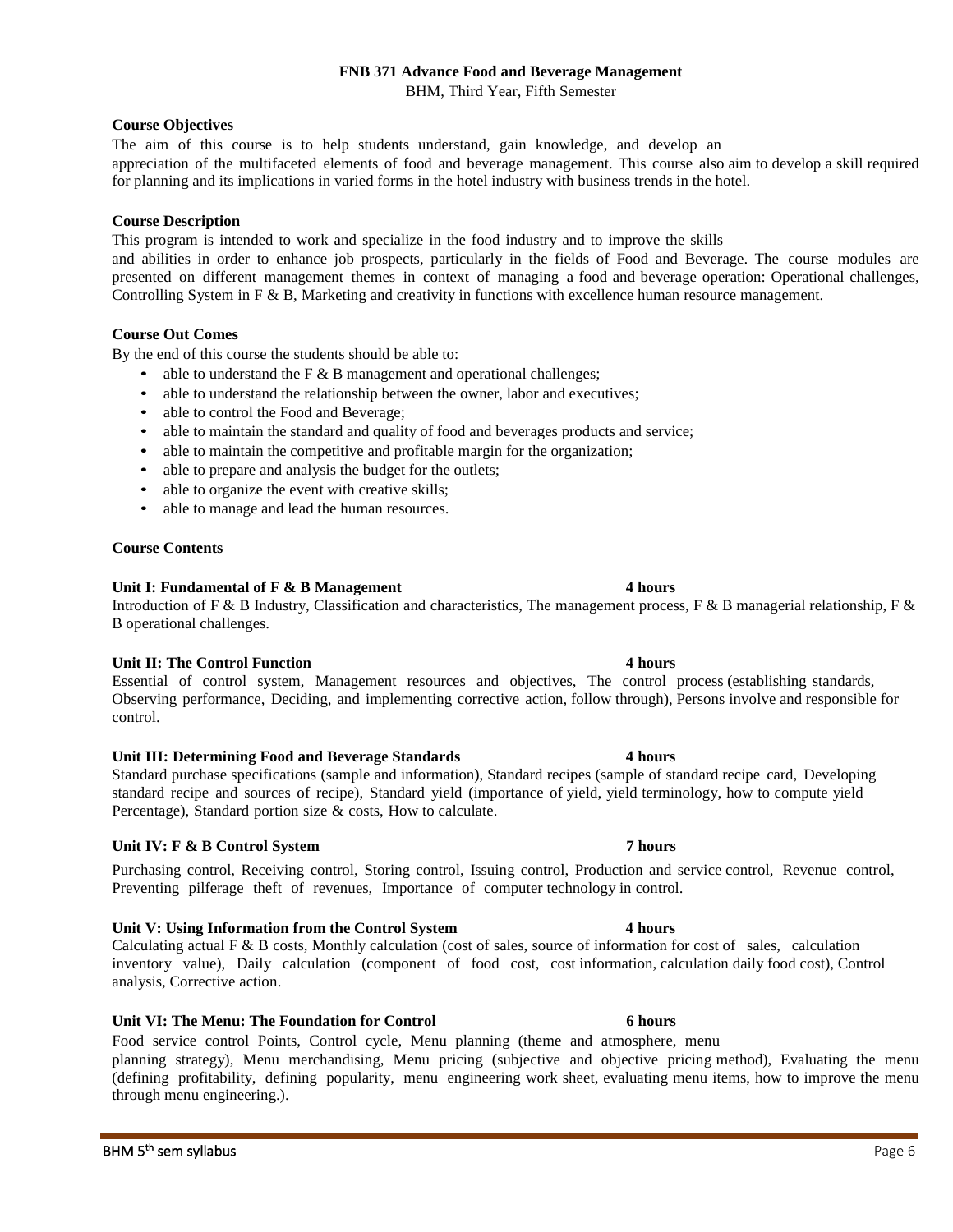**FNB 371 Advance Food and Beverage Management**

BHM, Third Year, Fifth Semester

**Course Objectives**

The aim of this course is to help students understand, gain knowledge, and develop an appreciation of the multifaceted elements of food and beverage management. This course also aim to develop a skill required for planning and its implications in varied forms in the hotel industry with business trends in the hotel.

**Course Description**

This program is intended to work and specialize in the food industry and to improve the skills and abilities in order to enhance job prospects, particularly in the fields of Food and Beverage. The course modules are presented on different management themes in context of managing a food and beverage operation: Operational challenges, Controlling System in F & B, Marketing and creativity in functions with excellence human resource management.

**Course Out Comes**

By the end of this course the students should be able to:

- able to understand the F & B management and operational challenges;
- able to understand the relationship between the owner, labor and executives;
- able to control the Food and Beverage;
- able to maintain the standard and quality of food and beverages products and service;
- able to maintain the competitive and profitable margin for the organization;
- able to prepare and analysis the budget for the outlets;
- able to organize the event with creative skills;
- able to manage and lead the human resources.

**Course Contents**

**Unit I: Fundamental of F & B Management 4 hours**

Introduction of F & B Industry, Classification and characteristics, The management process, F & B managerial relationship, F & B operational challenges.

**Unit II: The Control Function 4 hours**

Essential of control system, Management resources and objectives, The control process (establishing standards, Observing performance, Deciding, and implementing corrective action, follow through), Persons involve and responsible for control.

**Unit III: Determining Food and Beverage Standards 4 hours**

Standard purchase specifications (sample and information), Standard recipes (sample of standard recipe card, Developing standard recipe and sources of recipe), Standard yield (importance of yield, yield terminology, how to compute yield Percentage), Standard portion size & costs, How to calculate.

**Unit IV: F & B Control System 7 hours**

Purchasing control, Receiving control, Storing control, Issuing control, Production and service control, Revenue control, Preventing pilferage theft of revenues, Importance of computer technology in control.

**Unit V: Using Information from the Control System 4 hours**

Calculating actual F & B costs, Monthly calculation (cost of sales, source of information for cost of sales, calculation inventory value), Daily calculation (component of food cost, cost information, calculation daily food cost), Control analysis, Corrective action.

**Unit VI: The Menu: The Foundation for Control 6 hours**

Food service control Points, Control cycle, Menu planning (theme and atmosphere, menu planning strategy), Menu merchandising, Menu pricing (subjective and objective pricing method), Evaluating the menu (defining profitability, defining popularity, menu engineering work sheet, evaluating menu items, how to improve the menu through menu engineering.).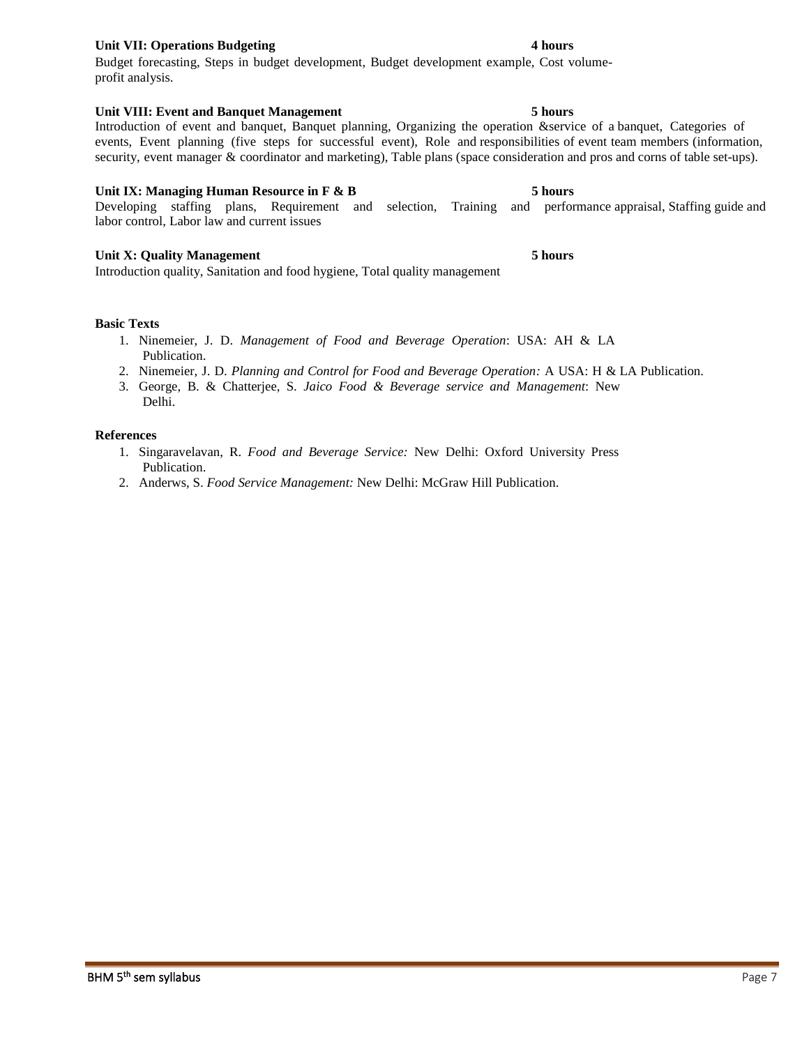**Unit VII: Operations Budgeting** **4 hours**

Budget forecasting, Steps in budget development, Budget development example, Cost volume-profit analysis.

**Unit VIII: Event and Banquet Management** **5 hours**

Introduction of event and banquet, Banquet planning, Organizing the operation &service of a banquet, Categories of events, Event planning (five steps for successful event), Role and responsibilities of event team members (information, security, event manager & coordinator and marketing), Table plans (space consideration and pros and corns of table set-ups).

**Unit IX: Managing Human Resource in F & B** **5 hours**

Developing staffing plans, Requirement and selection, Training and performance appraisal, Staffing guide and labor control, Labor law and current issues

**Unit X: Quality Management** **5 hours**

Introduction quality, Sanitation and food hygiene, Total quality management

**Basic Texts**

1. Ninemeier, J. D. *Management of Food and Beverage Operation*: USA: AH & LA Publication.
2. Ninemeier, J. D. *Planning and Control for Food and Beverage Operation:* A USA: H & LA Publication.
3. George, B. & Chatterjee, S. *Jaico Food & Beverage service and Management*: New Delhi.

**References**

1. Singaravelavan, R. *Food and Beverage Service:* New Delhi: Oxford University Press Publication.
2. Anderws, S. *Food Service Management:* New Delhi: McGraw Hill Publication.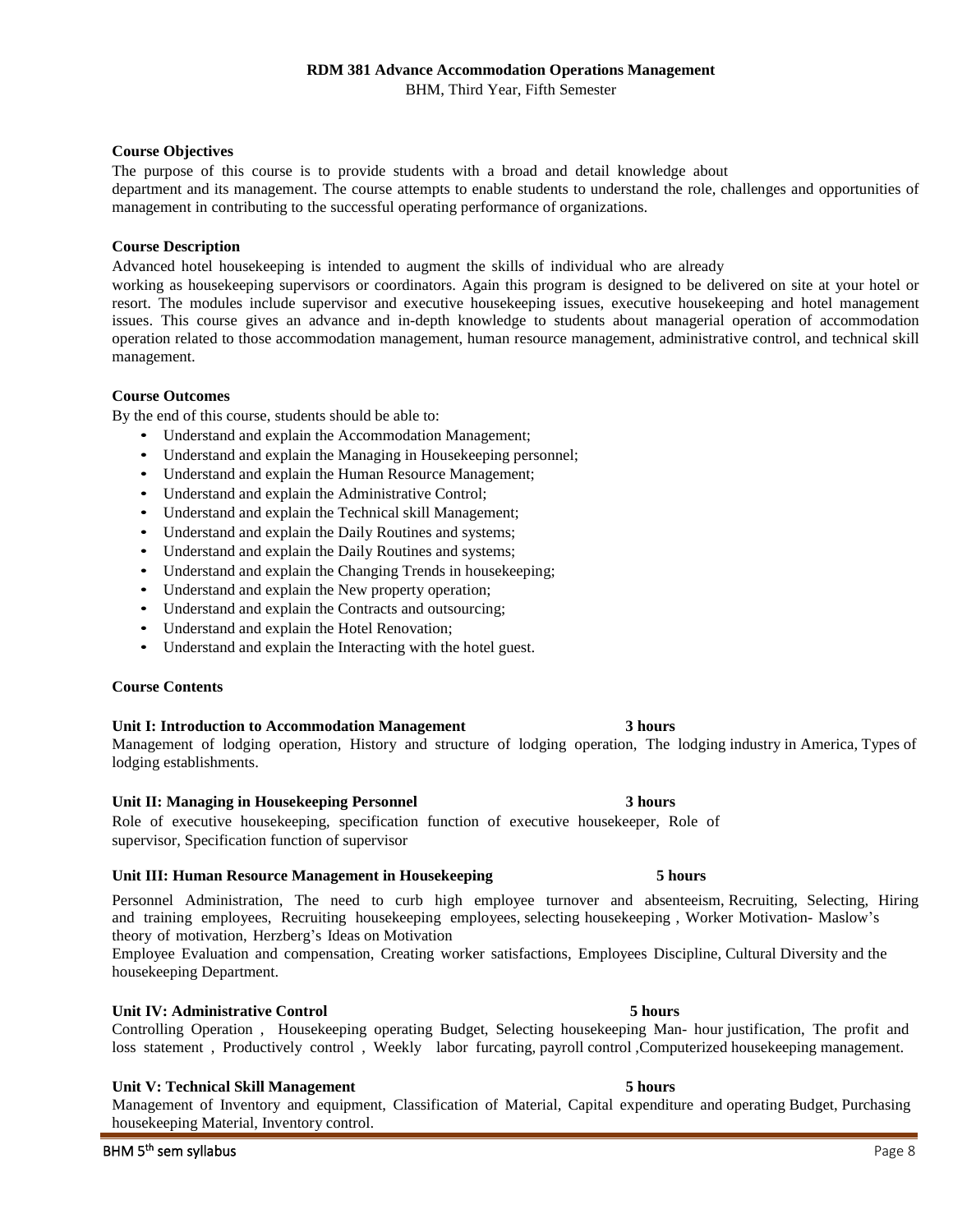**RDM 381 Advance Accommodation Operations Management**

BHM, Third Year, Fifth Semester

**Course Objectives**

The purpose of this course is to provide students with a broad and detail knowledge about department and its management. The course attempts to enable students to understand the role, challenges and opportunities of management in contributing to the successful operating performance of organizations.

**Course Description**

Advanced hotel housekeeping is intended to augment the skills of individual who are already working as housekeeping supervisors or coordinators. Again this program is designed to be delivered on site at your hotel or resort. The modules include supervisor and executive housekeeping issues, executive housekeeping and hotel management issues. This course gives an advance and in-depth knowledge to students about managerial operation of accommodation operation related to those accommodation management, human resource management, administrative control, and technical skill management.

**Course Outcomes**

By the end of this course, students should be able to:

- Understand and explain the Accommodation Management;
- Understand and explain the Managing in Housekeeping personnel;
- Understand and explain the Human Resource Management;
- Understand and explain the Administrative Control;
- Understand and explain the Technical skill Management;
- Understand and explain the Daily Routines and systems;
- Understand and explain the Daily Routines and systems;
- Understand and explain the Changing Trends in housekeeping;
- Understand and explain the New property operation;
- Understand and explain the Contracts and outsourcing;
- Understand and explain the Hotel Renovation;
- Understand and explain the Interacting with the hotel guest.

**Course Contents**

**Unit I: Introduction to Accommodation Management** **3 hours**

Management of lodging operation, History and structure of lodging operation, The lodging industry in America, Types of lodging establishments.

**Unit II: Managing in Housekeeping Personnel** **3 hours**

Role of executive housekeeping, specification function of executive housekeeper, Role of supervisor, Specification function of supervisor

**Unit III: Human Resource Management in Housekeeping** **5 hours**

Personnel Administration, The need to curb high employee turnover and absenteeism, Recruiting, Selecting, Hiring and training employees, Recruiting housekeeping employees, selecting housekeeping , Worker Motivation- Maslow's theory of motivation, Herzberg's Ideas on Motivation

Employee Evaluation and compensation, Creating worker satisfactions, Employees Discipline, Cultural Diversity and the housekeeping Department.

**Unit IV: Administrative Control** **5 hours**

Controlling Operation , Housekeeping operating Budget, Selecting housekeeping Man- hour justification, The profit and loss statement , Productively control , Weekly labor furcating, payroll control ,Computerized housekeeping management.

**Unit V: Technical Skill Management** **5 hours**

Management of Inventory and equipment, Classification of Material, Capital expenditure and operating Budget, Purchasing housekeeping Material, Inventory control.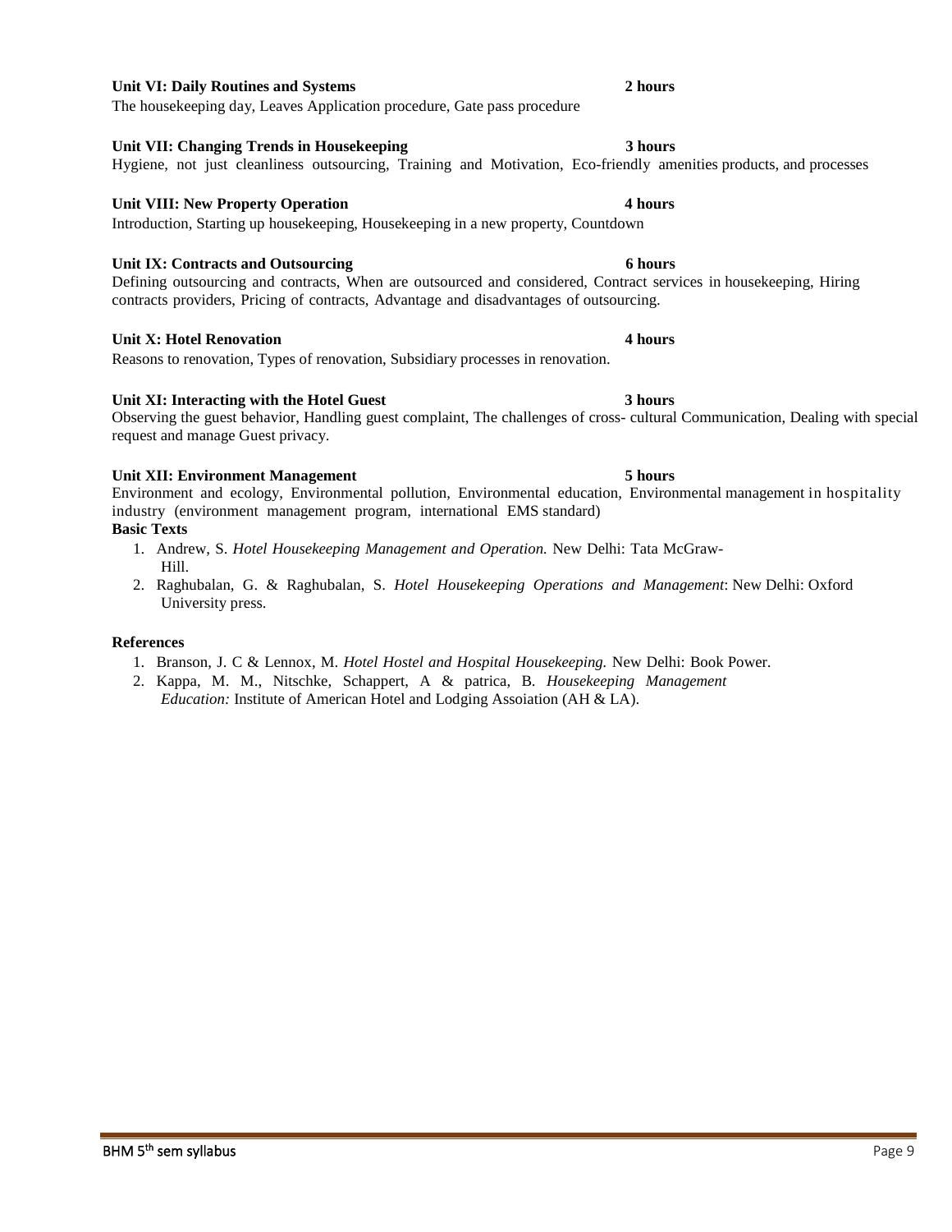**Unit VI: Daily Routines and Systems** **2 hours**

The housekeeping day, Leaves Application procedure, Gate pass procedure

**Unit VII: Changing Trends in Housekeeping** **3 hours**

Hygiene, not just cleanliness outsourcing, Training and Motivation, Eco-friendly amenities products, and processes

**Unit VIII: New Property Operation** **4 hours**

Introduction, Starting up housekeeping, Housekeeping in a new property, Countdown

**Unit IX: Contracts and Outsourcing** **6 hours**

Defining outsourcing and contracts, When are outsourced and considered, Contract services in housekeeping, Hiring contracts providers, Pricing of contracts, Advantage and disadvantages of outsourcing.

**Unit X: Hotel Renovation** **4 hours**

Reasons to renovation, Types of renovation, Subsidiary processes in renovation.

**Unit XI: Interacting with the Hotel Guest** **3 hours**

Observing the guest behavior, Handling guest complaint, The challenges of cross- cultural Communication, Dealing with special request and manage Guest privacy.

**Unit XII: Environment Management** **5 hours**

Environment and ecology, Environmental pollution, Environmental education, Environmental management in hospitality industry (environment management program, international EMS standard)

**Basic Texts**

1. Andrew, S. *Hotel Housekeeping Management and Operation.* New Delhi: Tata McGraw-Hill.
2. Raghubalan, G. & Raghubalan, S. *Hotel Housekeeping Operations and Management*: New Delhi: Oxford University press.

**References**

1. Branson, J. C & Lennox, M. *Hotel Hostel and Hospital Housekeeping.* New Delhi: Book Power.
2. Kappa, M. M., Nitschke, Schappert, A & patrica, B. *Housekeeping Management Education:* Institute of American Hotel and Lodging Assoiation (AH & LA).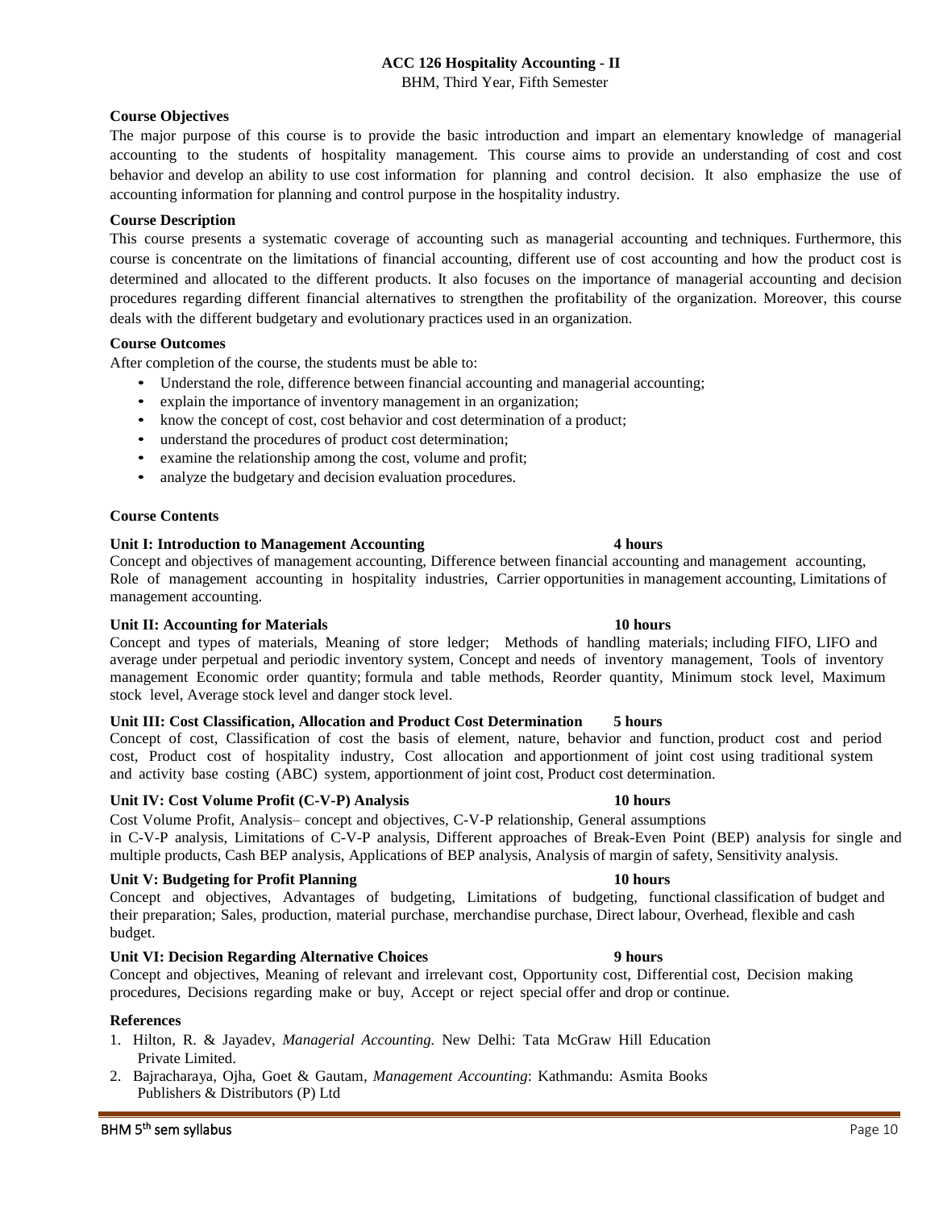## ACC 126 Hospitality Accounting - II

BHM, Third Year, Fifth Semester

### Course Objectives

The major purpose of this course is to provide the basic introduction and impart an elementary knowledge of managerial accounting to the students of hospitality management. This course aims to provide an understanding of cost and cost behavior and develop an ability to use cost information for planning and control decision. It also emphasize the use of accounting information for planning and control purpose in the hospitality industry.

### Course Description

This course presents a systematic coverage of accounting such as managerial accounting and techniques. Furthermore, this course is concentrate on the limitations of financial accounting, different use of cost accounting and how the product cost is determined and allocated to the different products. It also focuses on the importance of managerial accounting and decision procedures regarding different financial alternatives to strengthen the profitability of the organization. Moreover, this course deals with the different budgetary and evolutionary practices used in an organization.

### Course Outcomes

After completion of the course, the students must be able to:

- Understand the role, difference between financial accounting and managerial accounting;
- explain the importance of inventory management in an organization;
- know the concept of cost, cost behavior and cost determination of a product;
- understand the procedures of product cost determination;
- examine the relationship among the cost, volume and profit;
- analyze the budgetary and decision evaluation procedures.

### Course Contents

**Unit I: Introduction to Management Accounting — 4 hours**

Concept and objectives of management accounting, Difference between financial accounting and management accounting, Role of management accounting in hospitality industries, Carrier opportunities in management accounting, Limitations of management accounting.

**Unit II: Accounting for Materials — 10 hours**

Concept and types of materials, Meaning of store ledger; Methods of handling materials; including FIFO, LIFO and average under perpetual and periodic inventory system, Concept and needs of inventory management, Tools of inventory management Economic order quantity; formula and table methods, Reorder quantity, Minimum stock level, Maximum stock level, Average stock level and danger stock level.

**Unit III: Cost Classification, Allocation and Product Cost Determination — 5 hours**

Concept of cost, Classification of cost the basis of element, nature, behavior and function, product cost and period cost, Product cost of hospitality industry, Cost allocation and apportionment of joint cost using traditional system and activity base costing (ABC) system, apportionment of joint cost, Product cost determination.

**Unit IV: Cost Volume Profit (C-V-P) Analysis — 10 hours**

Cost Volume Profit, Analysis– concept and objectives, C-V-P relationship, General assumptions in C-V-P analysis, Limitations of C-V-P analysis, Different approaches of Break-Even Point (BEP) analysis for single and multiple products, Cash BEP analysis, Applications of BEP analysis, Analysis of margin of safety, Sensitivity analysis.

**Unit V: Budgeting for Profit Planning — 10 hours**

Concept and objectives, Advantages of budgeting, Limitations of budgeting, functional classification of budget and their preparation; Sales, production, material purchase, merchandise purchase, Direct labour, Overhead, flexible and cash budget.

**Unit VI: Decision Regarding Alternative Choices — 9 hours**

Concept and objectives, Meaning of relevant and irrelevant cost, Opportunity cost, Differential cost, Decision making procedures, Decisions regarding make or buy, Accept or reject special offer and drop or continue.

### References

1. Hilton, R. & Jayadev, *Managerial Accounting.* New Delhi: Tata McGraw Hill Education Private Limited.
2. Bajracharaya, Ojha, Goet & Gautam, *Management Accounting*: Kathmandu: Asmita Books Publishers & Distributors (P) Ltd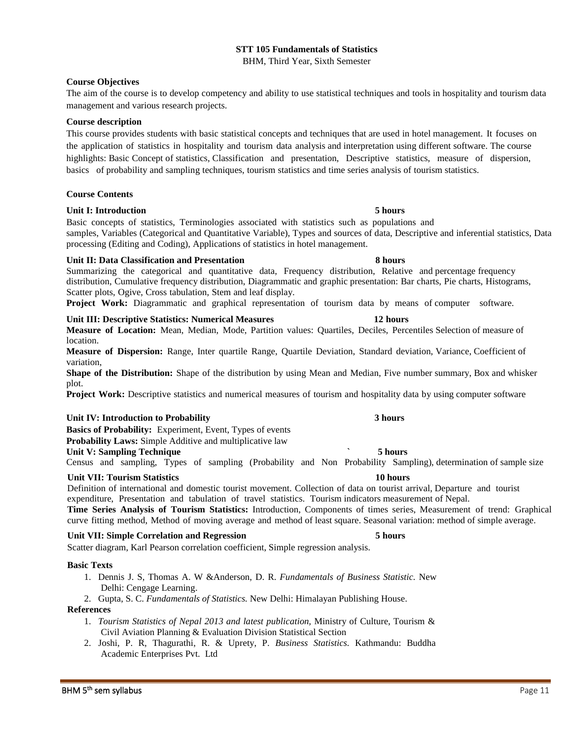# STT 105 Fundamentals of Statistics

BHM, Third Year, Sixth Semester

**Course Objectives**

The aim of the course is to develop competency and ability to use statistical techniques and tools in hospitality and tourism data management and various research projects.

**Course description**

This course provides students with basic statistical concepts and techniques that are used in hotel management. It focuses on the application of statistics in hospitality and tourism data analysis and interpretation using different software. The course highlights: Basic Concept of statistics, Classification and presentation, Descriptive statistics, measure of dispersion, basics of probability and sampling techniques, tourism statistics and time series analysis of tourism statistics.

**Course Contents**

**Unit I: Introduction** **5 hours**

Basic concepts of statistics, Terminologies associated with statistics such as populations and samples, Variables (Categorical and Quantitative Variable), Types and sources of data, Descriptive and inferential statistics, Data processing (Editing and Coding), Applications of statistics in hotel management.

**Unit II: Data Classification and Presentation** **8 hours**

Summarizing the categorical and quantitative data, Frequency distribution, Relative and percentage frequency distribution, Cumulative frequency distribution, Diagrammatic and graphic presentation: Bar charts, Pie charts, Histograms, Scatter plots, Ogive, Cross tabulation, Stem and leaf display.

**Project Work:** Diagrammatic and graphical representation of tourism data by means of computer software.

**Unit III: Descriptive Statistics: Numerical Measures** **12 hours**

**Measure of Location:** Mean, Median, Mode, Partition values: Quartiles, Deciles, Percentiles Selection of measure of location.

**Measure of Dispersion:** Range, Inter quartile Range, Quartile Deviation, Standard deviation, Variance, Coefficient of variation,

**Shape of the Distribution:** Shape of the distribution by using Mean and Median, Five number summary, Box and whisker plot.

**Project Work:** Descriptive statistics and numerical measures of tourism and hospitality data by using computer software

**Unit IV: Introduction to Probability** **3 hours**

**Basics of Probability:** Experiment, Event, Types of events

**Probability Laws:** Simple Additive and multiplicative law

**Unit V: Sampling Technique** ` **5 hours**

Census and sampling, Types of sampling (Probability and Non Probability Sampling), determination of sample size

**Unit VII: Tourism Statistics** **10 hours**

Definition of international and domestic tourist movement. Collection of data on tourist arrival, Departure and tourist expenditure, Presentation and tabulation of travel statistics. Tourism indicators measurement of Nepal.

**Time Series Analysis of Tourism Statistics:** Introduction, Components of times series, Measurement of trend: Graphical curve fitting method, Method of moving average and method of least square. Seasonal variation: method of simple average.

**Unit VII: Simple Correlation and Regression** **5 hours**

Scatter diagram, Karl Pearson correlation coefficient, Simple regression analysis.

**Basic Texts**

1. Dennis J. S, Thomas A. W &Anderson, D. R. *Fundamentals of Business Statistic.* New Delhi: Cengage Learning.
2. Gupta, S. C. *Fundamentals of Statistics.* New Delhi: Himalayan Publishing House.

**References**

1. *Tourism Statistics of Nepal 2013 and latest publication,* Ministry of Culture, Tourism & Civil Aviation Planning & Evaluation Division Statistical Section
2. Joshi, P. R, Thagurathi, R. & Uprety, P. *Business Statistics.* Kathmandu: Buddha Academic Enterprises Pvt. Ltd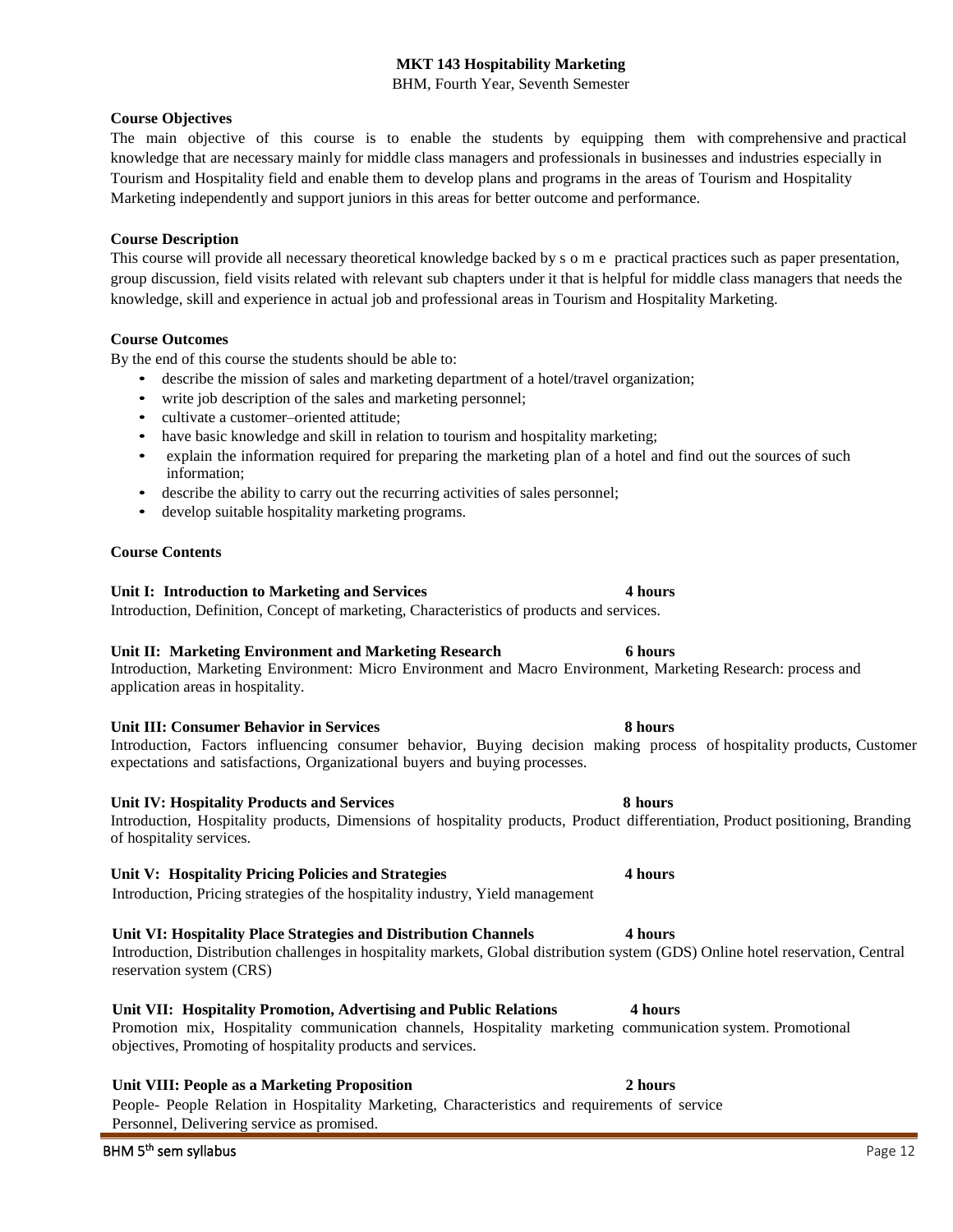## MKT 143 Hospitability Marketing

BHM, Fourth Year, Seventh Semester

### Course Objectives

The main objective of this course is to enable the students by equipping them with comprehensive and practical knowledge that are necessary mainly for middle class managers and professionals in businesses and industries especially in Tourism and Hospitality field and enable them to develop plans and programs in the areas of Tourism and Hospitality Marketing independently and support juniors in this areas for better outcome and performance.

### Course Description

This course will provide all necessary theoretical knowledge backed by some practical practices such as paper presentation, group discussion, field visits related with relevant sub chapters under it that is helpful for middle class managers that needs the knowledge, skill and experience in actual job and professional areas in Tourism and Hospitality Marketing.

### Course Outcomes

By the end of this course the students should be able to:

- describe the mission of sales and marketing department of a hotel/travel organization;
- write job description of the sales and marketing personnel;
- cultivate a customer–oriented attitude;
- have basic knowledge and skill in relation to tourism and hospitality marketing;
- explain the information required for preparing the marketing plan of a hotel and find out the sources of such information;
- describe the ability to carry out the recurring activities of sales personnel;
- develop suitable hospitality marketing programs.

### Course Contents

**Unit I: Introduction to Marketing and Services** **4 hours**

Introduction, Definition, Concept of marketing, Characteristics of products and services.

**Unit II: Marketing Environment and Marketing Research** **6 hours**

Introduction, Marketing Environment: Micro Environment and Macro Environment, Marketing Research: process and application areas in hospitality.

**Unit III: Consumer Behavior in Services** **8 hours**

Introduction, Factors influencing consumer behavior, Buying decision making process of hospitality products, Customer expectations and satisfactions, Organizational buyers and buying processes.

**Unit IV: Hospitality Products and Services** **8 hours**

Introduction, Hospitality products, Dimensions of hospitality products, Product differentiation, Product positioning, Branding of hospitality services.

**Unit V: Hospitality Pricing Policies and Strategies** **4 hours**

Introduction, Pricing strategies of the hospitality industry, Yield management

**Unit VI: Hospitality Place Strategies and Distribution Channels** **4 hours**

Introduction, Distribution challenges in hospitality markets, Global distribution system (GDS) Online hotel reservation, Central reservation system (CRS)

**Unit VII: Hospitality Promotion, Advertising and Public Relations** **4 hours**

Promotion mix, Hospitality communication channels, Hospitality marketing communication system. Promotional objectives, Promoting of hospitality products and services.

**Unit VIII: People as a Marketing Proposition** **2 hours**

People- People Relation in Hospitality Marketing, Characteristics and requirements of service Personnel, Delivering service as promised.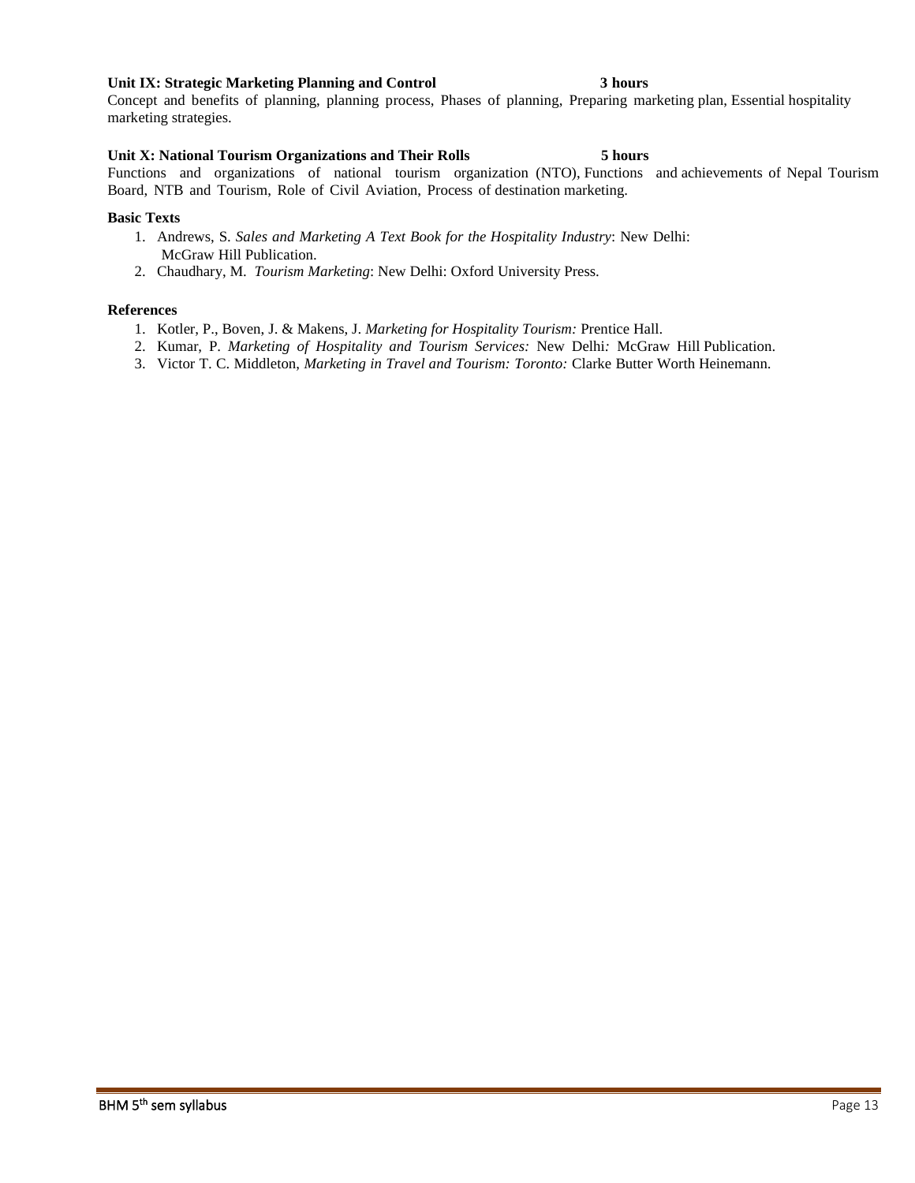**Unit IX: Strategic Marketing Planning and Control 3 hours**

Concept and benefits of planning, planning process, Phases of planning, Preparing marketing plan, Essential hospitality marketing strategies.

**Unit X: National Tourism Organizations and Their Rolls 5 hours**

Functions and organizations of national tourism organization (NTO), Functions and achievements of Nepal Tourism Board, NTB and Tourism, Role of Civil Aviation, Process of destination marketing.

**Basic Texts**

1. Andrews, S. *Sales and Marketing A Text Book for the Hospitality Industry*: New Delhi: McGraw Hill Publication.
2. Chaudhary, M. *Tourism Marketing*: New Delhi: Oxford University Press.

**References**

1. Kotler, P., Boven, J. & Makens, J. *Marketing for Hospitality Tourism:* Prentice Hall.
2. Kumar, P. *Marketing of Hospitality and Tourism Services:* New Delhi*:* McGraw Hill Publication.
3. Victor T. C. Middleton, *Marketing in Travel and Tourism: Toronto:* Clarke Butter Worth Heinemann.